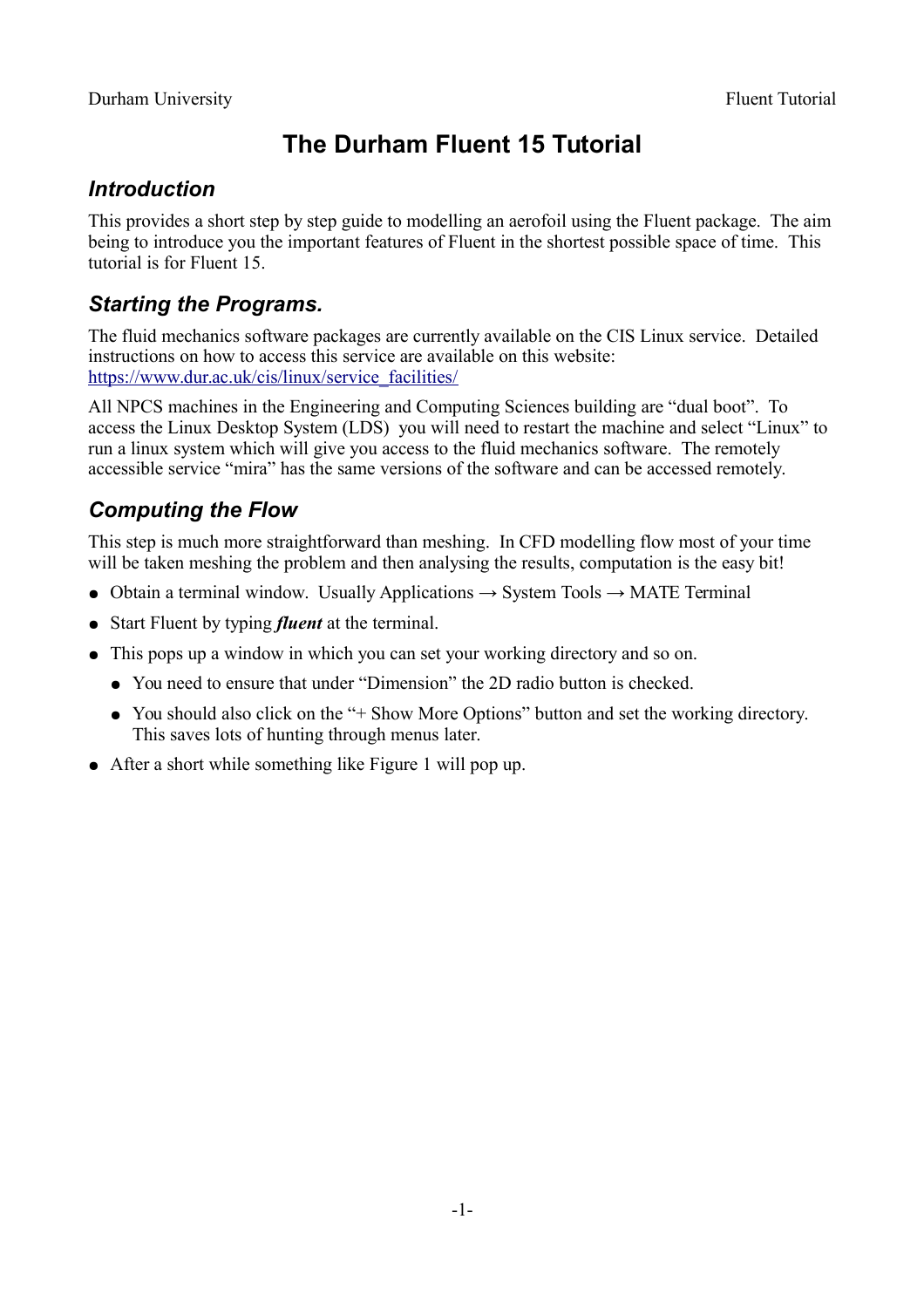# The Durham Fluent 15 Tutorial

## Introduction

This provides a short step by step guide to modelling an aerofoil using the Fluent package. The aim being to introduce you the important features of Fluent in the shortest possible space of time. This tutorial is for Fluent 15.

## Starting the Programs.

The fluid mechanics software packages are currently available on the CIS Linux service. Detailed instructions on how to access this service are available on this website: [https://www.dur.ac.uk/cis/linux/service_facilities/](https://www.dur.ac.uk/cis/linux/service_facilities/)

All NPCS machines in the Engineering and Computing Sciences building are "dual boot". To access the Linux Desktop System (LDS) you will need to restart the machine and select "Linux" to run a linux system which will give you access to the fluid mechanics software. The remotely accessible service "mira" has the same versions of the software and can be accessed remotely.

## Computing the Flow

This step is much more straightforward than meshing. In CFD modelling flow most of your time will be taken meshing the problem and then analysing the results, computation is the easy bit!

- Obtain a terminal window. Usually Applications → System Tools → MATE Terminal
- Start Fluent by typing ***fluent*** at the terminal.
- This pops up a window in which you can set your working directory and so on.
  - You need to ensure that under "Dimension" the 2D radio button is checked.
  - You should also click on the "+ Show More Options" button and set the working directory. This saves lots of hunting through menus later.
- After a short while something like Figure 1 will pop up.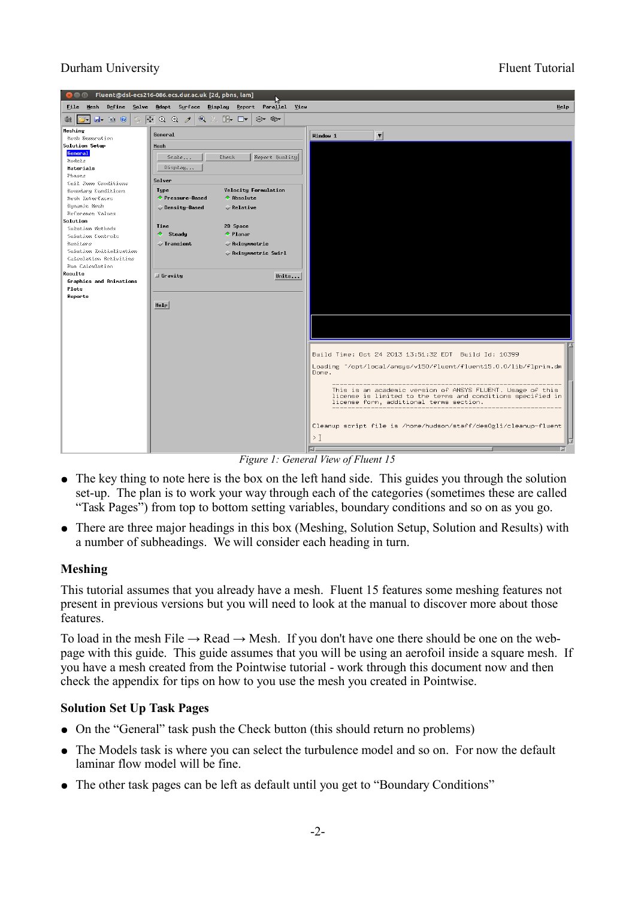Figure 1: General View of Fluent 15

- The key thing to note here is the box on the left hand side. This guides you through the solution set-up. The plan is to work your way through each of the categories (sometimes these are called “Task Pages”) from top to bottom setting variables, boundary conditions and so on as you go.
- There are three major headings in this box (Meshing, Solution Setup, Solution and Results) with a number of subheadings. We will consider each heading in turn.

## Meshing

This tutorial assumes that you already have a mesh. Fluent 15 features some meshing features not present in previous versions but you will need to look at the manual to discover more about those features.

To load in the mesh File → Read → Mesh. If you don't have one there should be one on the web-page with this guide. This guide assumes that you will be using an aerofoil inside a square mesh. If you have a mesh created from the Pointwise tutorial - work through this document now and then check the appendix for tips on how to you use the mesh you created in Pointwise.

## Solution Set Up Task Pages

- On the “General” task push the Check button (this should return no problems)
- The Models task is where you can select the turbulence model and so on. For now the default laminar flow model will be fine.
- The other task pages can be left as default until you get to “Boundary Conditions”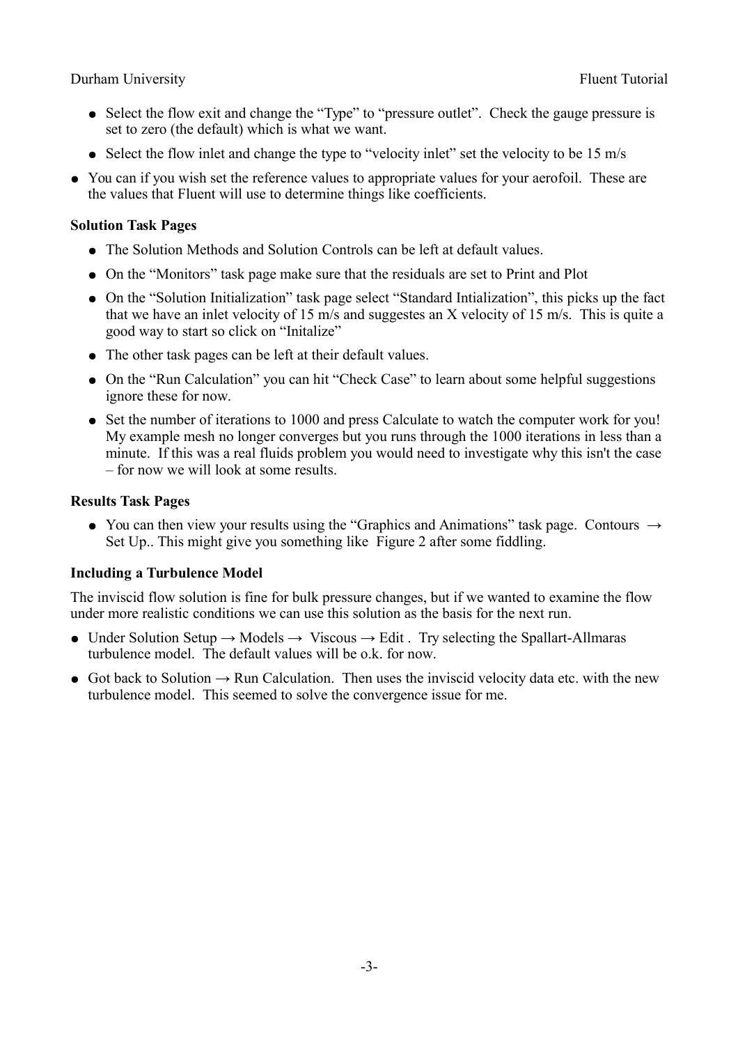- Select the flow exit and change the “Type” to “pressure outlet”. Check the gauge pressure is set to zero (the default) which is what we want.
- Select the flow inlet and change the type to “velocity inlet” set the velocity to be 15 m/s

- You can if you wish set the reference values to appropriate values for your aerofoil. These are the values that Fluent will use to determine things like coefficients.

**Solution Task Pages**

- The Solution Methods and Solution Controls can be left at default values.
- On the “Monitors” task page make sure that the residuals are set to Print and Plot
- On the “Solution Initialization” task page select “Standard Intialization”, this picks up the fact that we have an inlet velocity of 15 m/s and suggestes an X velocity of 15 m/s. This is quite a good way to start so click on “Initalize”
- The other task pages can be left at their default values.
- On the “Run Calculation” you can hit “Check Case” to learn about some helpful suggestions ignore these for now.
- Set the number of iterations to 1000 and press Calculate to watch the computer work for you! My example mesh no longer converges but you runs through the 1000 iterations in less than a minute. If this was a real fluids problem you would need to investigate why this isn't the case – for now we will look at some results.

**Results Task Pages**

- You can then view your results using the “Graphics and Animations” task page. Contours → Set Up.. This might give you something like Figure 2 after some fiddling.

**Including a Turbulence Model**

The inviscid flow solution is fine for bulk pressure changes, but if we wanted to examine the flow under more realistic conditions we can use this solution as the basis for the next run.

- Under Solution Setup → Models → Viscous → Edit . Try selecting the Spallart-Allmaras turbulence model. The default values will be o.k. for now.
- Got back to Solution → Run Calculation. Then uses the inviscid velocity data etc. with the new turbulence model. This seemed to solve the convergence issue for me.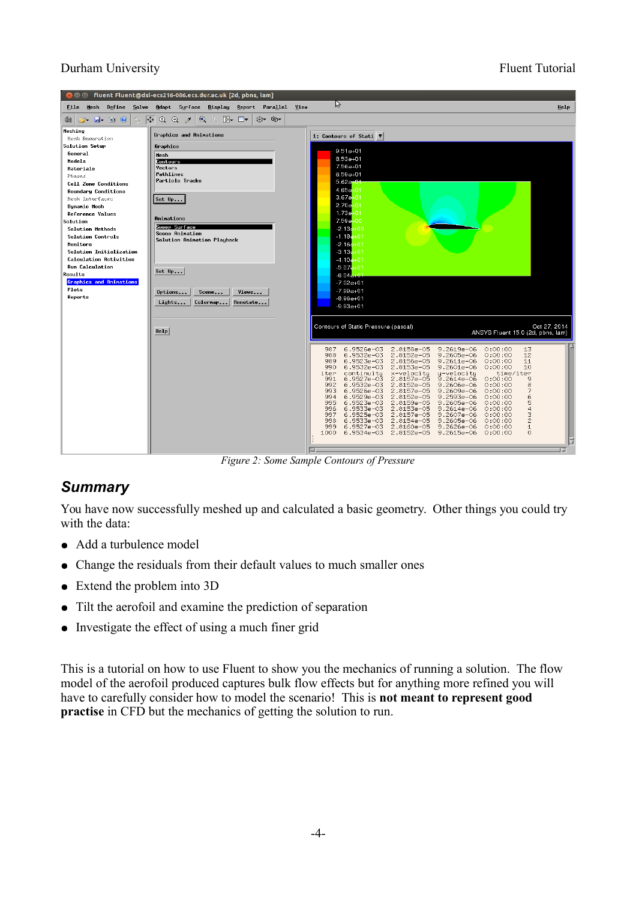Figure 2: Some Sample Contours of Pressure

## Summary

You have now successfully meshed up and calculated a basic geometry. Other things you could try with the data:

- Add a turbulence model
- Change the residuals from their default values to much smaller ones
- Extend the problem into 3D
- Tilt the aerofoil and examine the prediction of separation
- Investigate the effect of using a much finer grid

This is a tutorial on how to use Fluent to show you the mechanics of running a solution. The flow model of the aerofoil produced captures bulk flow effects but for anything more refined you will have to carefully consider how to model the scenario! This is **not meant to represent good practise** in CFD but the mechanics of getting the solution to run.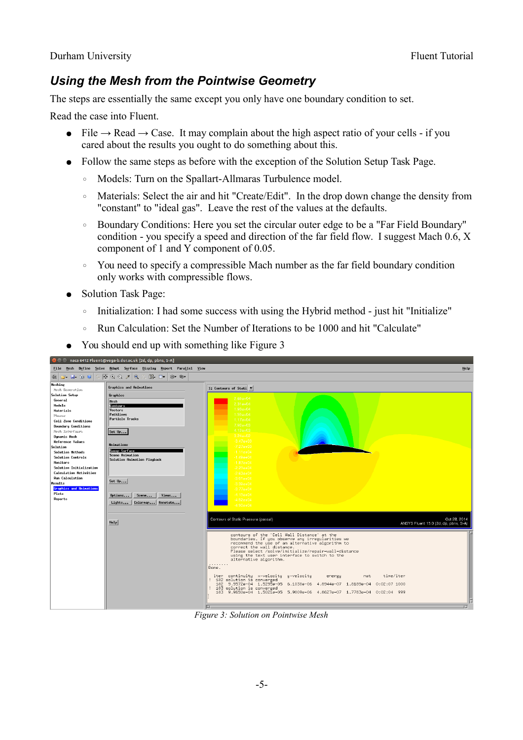## *Using the Mesh from the Pointwise Geometry*

The steps are essentially the same except you only have one boundary condition to set.

Read the case into Fluent.

- File → Read → Case. It may complain about the high aspect ratio of your cells - if you cared about the results you ought to do something about this.
- Follow the same steps as before with the exception of the Solution Setup Task Page.
  - Models: Turn on the Spallart-Allmaras Turbulence model.
  - Materials: Select the air and hit "Create/Edit". In the drop down change the density from "constant" to "ideal gas". Leave the rest of the values at the defaults.
  - Boundary Conditions: Here you set the circular outer edge to be a "Far Field Boundary" condition - you specify a speed and direction of the far field flow. I suggest Mach 0.6, X component of 1 and Y component of 0.05.
  - You need to specify a compressible Mach number as the far field boundary condition only works with compressible flows.
- Solution Task Page:
  - Initialization: I had some success with using the Hybrid method - just hit "Initialize"
  - Run Calculation: Set the Number of Iterations to be 1000 and hit "Calculate"
- You should end up with something like Figure 3

*Figure 3: Solution on Pointwise Mesh*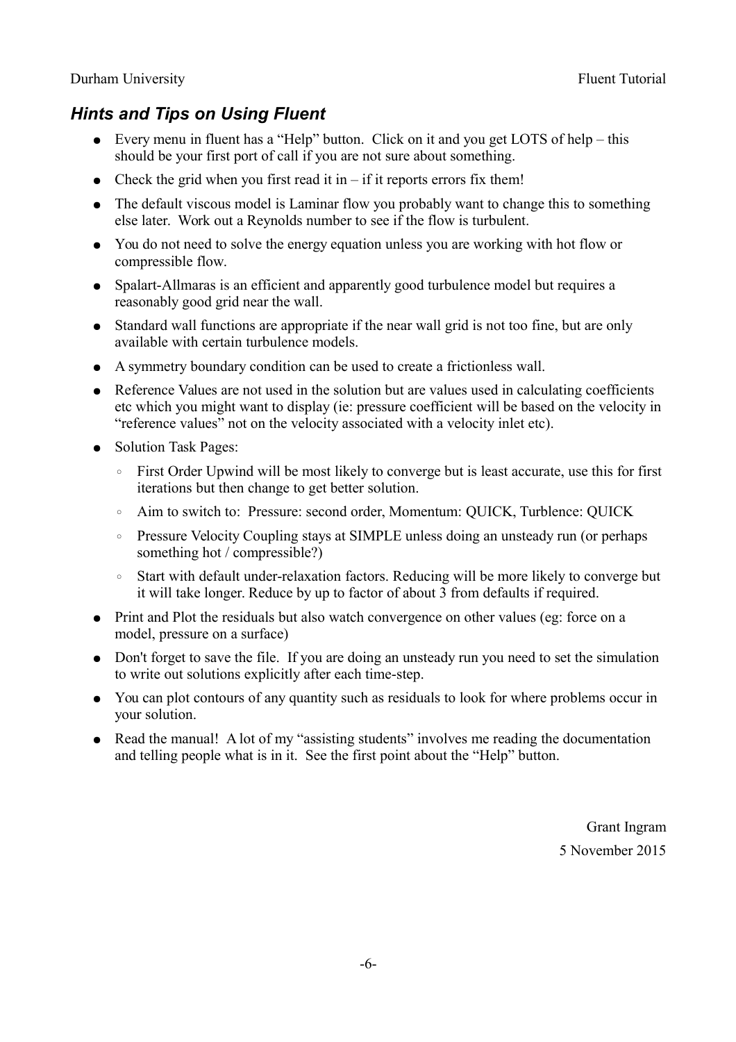## *Hints and Tips on Using Fluent*

- Every menu in fluent has a "Help" button. Click on it and you get LOTS of help – this should be your first port of call if you are not sure about something.
- Check the grid when you first read it in – if it reports errors fix them!
- The default viscous model is Laminar flow you probably want to change this to something else later. Work out a Reynolds number to see if the flow is turbulent.
- You do not need to solve the energy equation unless you are working with hot flow or compressible flow.
- Spalart-Allmaras is an efficient and apparently good turbulence model but requires a reasonably good grid near the wall.
- Standard wall functions are appropriate if the near wall grid is not too fine, but are only available with certain turbulence models.
- A symmetry boundary condition can be used to create a frictionless wall.
- Reference Values are not used in the solution but are values used in calculating coefficients etc which you might want to display (ie: pressure coefficient will be based on the velocity in "reference values" not on the velocity associated with a velocity inlet etc).
- Solution Task Pages:
  - First Order Upwind will be most likely to converge but is least accurate, use this for first iterations but then change to get better solution.
  - Aim to switch to: Pressure: second order, Momentum: QUICK, Turblence: QUICK
  - Pressure Velocity Coupling stays at SIMPLE unless doing an unsteady run (or perhaps something hot / compressible?)
  - Start with default under-relaxation factors. Reducing will be more likely to converge but it will take longer. Reduce by up to factor of about 3 from defaults if required.
- Print and Plot the residuals but also watch convergence on other values (eg: force on a model, pressure on a surface)
- Don't forget to save the file. If you are doing an unsteady run you need to set the simulation to write out solutions explicitly after each time-step.
- You can plot contours of any quantity such as residuals to look for where problems occur in your solution.
- Read the manual! A lot of my "assisting students" involves me reading the documentation and telling people what is in it. See the first point about the "Help" button.

Grant Ingram

5 November 2015